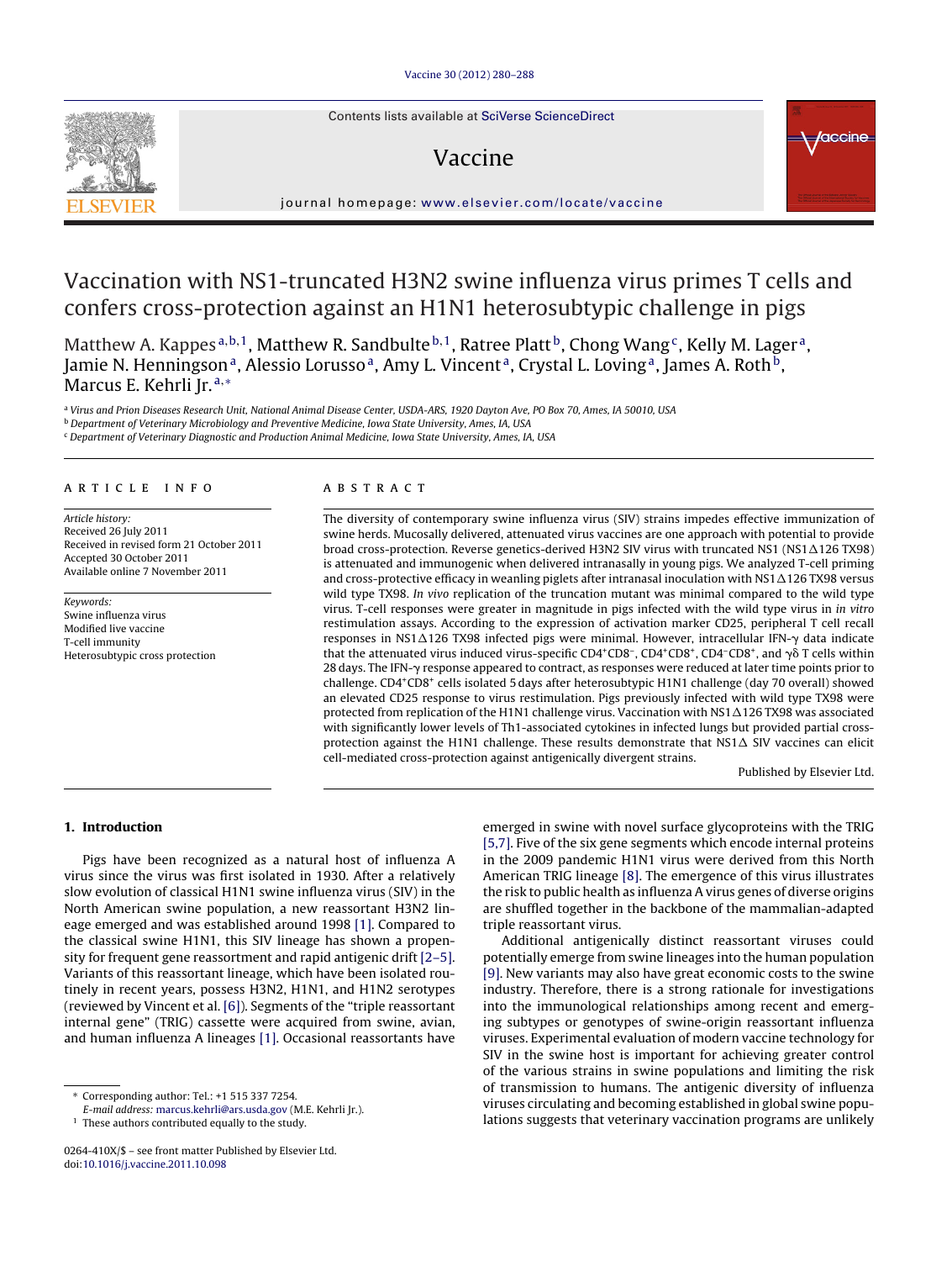# Vaccination with NS1-truncated H3N2 swine influenza virus primes T cells and confers cross-protection against an H1N1 heterosubtypic challenge in pigs

Matthew A. Kappes[a,b,1], Matthew R. Sandbulte[b,1], Ratree Platt[b], Chong Wang[c], Kelly M. Lager[a], Jamie N. Henningson[a], Alessio Lorusso[a], Amy L. Vincent[a], Crystal L. Loving[a], James A. Roth[b], Marcus E. Kehrli Jr.[a,*]

[a] Virus and Prion Diseases Research Unit, National Animal Disease Center, USDA-ARS, 1920 Dayton Ave, PO Box 70, Ames, IA 50010, USA

[b] Department of Veterinary Microbiology and Preventive Medicine, Iowa State University, Ames, IA, USA

[c] Department of Veterinary Diagnostic and Production Animal Medicine, Iowa State University, Ames, IA, USA

## ARTICLE INFO

*Article history:*
Received 26 July 2011
Received in revised form 21 October 2011
Accepted 30 October 2011
Available online 7 November 2011

*Keywords:*
Swine influenza virus
Modified live vaccine
T-cell immunity
Heterosubtypic cross protection

## ABSTRACT

The diversity of contemporary swine influenza virus (SIV) strains impedes effective immunization of swine herds. Mucosally delivered, attenuated virus vaccines are one approach with potential to provide broad cross-protection. Reverse genetics-derived H3N2 SIV virus with truncated NS1 (NS1Δ126 TX98) is attenuated and immunogenic when delivered intranasally in young pigs. We analyzed T-cell priming and cross-protective efficacy in weanling piglets after intranasal inoculation with NS1Δ126 TX98 versus wild type TX98. *In vivo* replication of the truncation mutant was minimal compared to the wild type virus. T-cell responses were greater in magnitude in pigs infected with the wild type virus in *in vitro* restimulation assays. According to the expression of activation marker CD25, peripheral T cell recall responses in NS1Δ126 TX98 infected pigs were minimal. However, intracellular IFN-γ data indicate that the attenuated virus induced virus-specific $CD4^+CD8^-$, $CD4^+CD8^+$, $CD4^-CD8^+$, and γδ T cells within 28 days. The IFN-γ response appeared to contract, as responses were reduced at later time points prior to challenge. $CD4^+CD8^+$ cells isolated 5 days after heterosubtypic H1N1 challenge (day 70 overall) showed an elevated CD25 response to virus restimulation. Pigs previously infected with wild type TX98 were protected from replication of the H1N1 challenge virus. Vaccination with NS1Δ126 TX98 was associated with significantly lower levels of Th1-associated cytokines in infected lungs but provided partial cross-protection against the H1N1 challenge. These results demonstrate that NS1Δ SIV vaccines can elicit cell-mediated cross-protection against antigenically divergent strains.

Published by Elsevier Ltd.

## 1. Introduction

Pigs have been recognized as a natural host of influenza A virus since the virus was first isolated in 1930. After a relatively slow evolution of classical H1N1 swine influenza virus (SIV) in the North American swine population, a new reassortant H3N2 lineage emerged and was established around 1998 [1]. Compared to the classical swine H1N1, this SIV lineage has shown a propensity for frequent gene reassortment and rapid antigenic drift [2–5]. Variants of this reassortant lineage, which have been isolated routinely in recent years, possess H3N2, H1N1, and H1N2 serotypes (reviewed by Vincent et al. [6]). Segments of the "triple reassortant internal gene" (TRIG) cassette were acquired from swine, avian, and human influenza A lineages [1]. Occasional reassortants have emerged in swine with novel surface glycoproteins with the TRIG [5,7]. Five of the six gene segments which encode internal proteins in the 2009 pandemic H1N1 virus were derived from this North American TRIG lineage [8]. The emergence of this virus illustrates the risk to public health as influenza A virus genes of diverse origins are shuffled together in the backbone of the mammalian-adapted triple reassortant virus.

Additional antigenically distinct reassortant viruses could potentially emerge from swine lineages into the human population [9]. New variants may also have great economic costs to the swine industry. Therefore, there is a strong rationale for investigations into the immunological relationships among recent and emerging subtypes or genotypes of swine-origin reassortant influenza viruses. Experimental evaluation of modern vaccine technology for SIV in the swine host is important for achieving greater control of the various strains in swine populations and limiting the risk of transmission to humans. The antigenic diversity of influenza viruses circulating and becoming established in global swine populations suggests that veterinary vaccination programs are unlikely

\* Corresponding author: Tel.: +1 515 337 7254.
*E-mail address:* marcus.kehrli@ars.usda.gov (M.E. Kehrli Jr.).
[1] These authors contributed equally to the study.

0264-410X/$ – see front matter Published by Elsevier Ltd.
doi:10.1016/j.vaccine.2011.10.098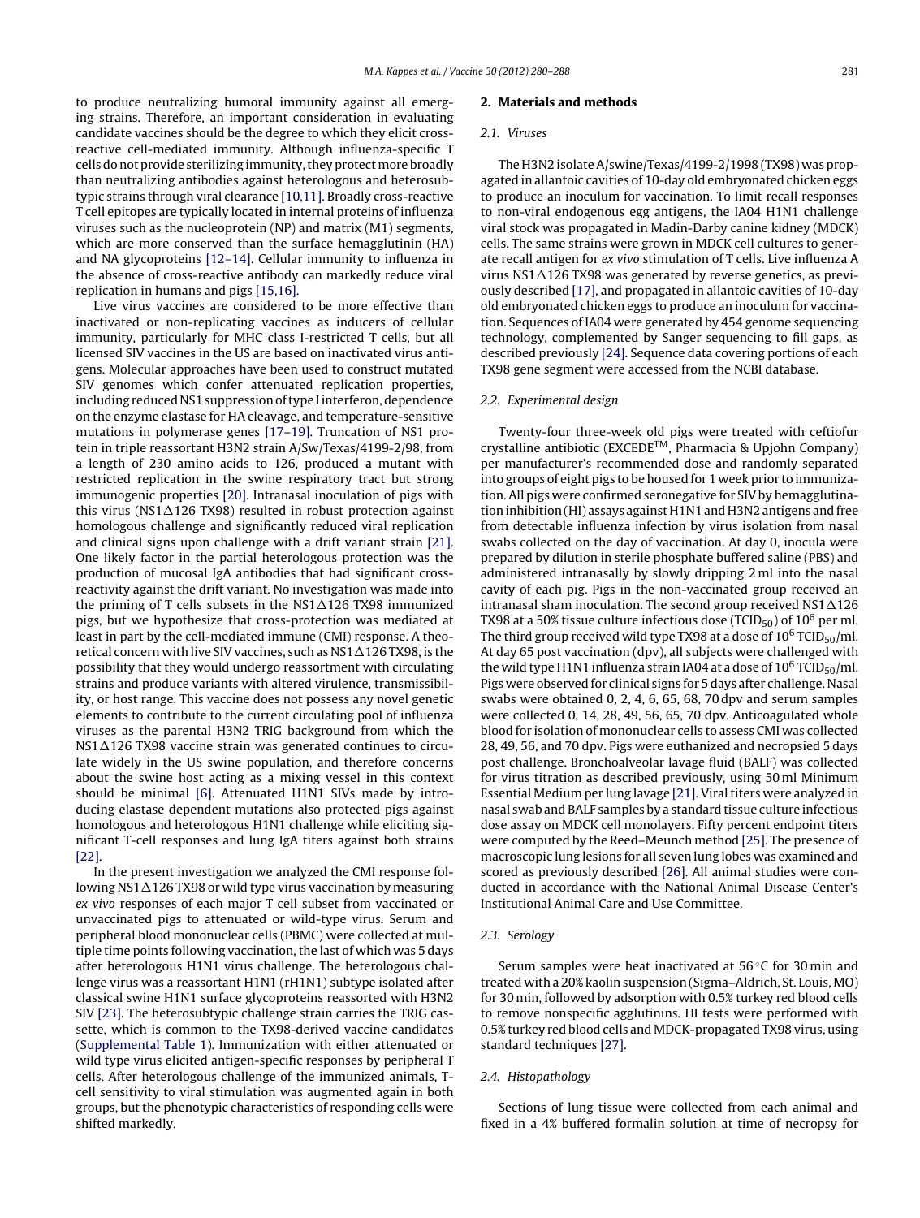to produce neutralizing humoral immunity against all emerging strains. Therefore, an important consideration in evaluating candidate vaccines should be the degree to which they elicit cross-reactive cell-mediated immunity. Although influenza-specific T cells do not provide sterilizing immunity, they protect more broadly than neutralizing antibodies against heterologous and heterosubtypic strains through viral clearance [10,11]. Broadly cross-reactive T cell epitopes are typically located in internal proteins of influenza viruses such as the nucleoprotein (NP) and matrix (M1) segments, which are more conserved than the surface hemagglutinin (HA) and NA glycoproteins [12–14]. Cellular immunity to influenza in the absence of cross-reactive antibody can markedly reduce viral replication in humans and pigs [15,16].

Live virus vaccines are considered to be more effective than inactivated or non-replicating vaccines as inducers of cellular immunity, particularly for MHC class I-restricted T cells, but all licensed SIV vaccines in the US are based on inactivated virus antigens. Molecular approaches have been used to construct mutated SIV genomes which confer attenuated replication properties, including reduced NS1 suppression of type I interferon, dependence on the enzyme elastase for HA cleavage, and temperature-sensitive mutations in polymerase genes [17–19]. Truncation of NS1 protein in triple reassortant H3N2 strain A/Sw/Texas/4199-2/98, from a length of 230 amino acids to 126, produced a mutant with restricted replication in the swine respiratory tract but strong immunogenic properties [20]. Intranasal inoculation of pigs with this virus (NS1Δ126 TX98) resulted in robust protection against homologous challenge and significantly reduced viral replication and clinical signs upon challenge with a drift variant strain [21]. One likely factor in the partial heterologous protection was the production of mucosal IgA antibodies that had significant cross-reactivity against the drift variant. No investigation was made into the priming of T cells subsets in the NS1Δ126 TX98 immunized pigs, but we hypothesize that cross-protection was mediated at least in part by the cell-mediated immune (CMI) response. A theoretical concern with live SIV vaccines, such as NS1Δ126 TX98, is the possibility that they would undergo reassortment with circulating strains and produce variants with altered virulence, transmissibility, or host range. This vaccine does not possess any novel genetic elements to contribute to the current circulating pool of influenza viruses as the parental H3N2 TRIG background from which the NS1Δ126 TX98 vaccine strain was generated continues to circulate widely in the US swine population, and therefore concerns about the swine host acting as a mixing vessel in this context should be minimal [6]. Attenuated H1N1 SIVs made by introducing elastase dependent mutations also protected pigs against homologous and heterologous H1N1 challenge while eliciting significant T-cell responses and lung IgA titers against both strains [22].

In the present investigation we analyzed the CMI response following NS1Δ126 TX98 or wild type virus vaccination by measuring *ex vivo* responses of each major T cell subset from vaccinated or unvaccinated pigs to attenuated or wild-type virus. Serum and peripheral blood mononuclear cells (PBMC) were collected at multiple time points following vaccination, the last of which was 5 days after heterologous H1N1 virus challenge. The heterologous challenge virus was a reassortant H1N1 (rH1N1) subtype isolated after classical swine H1N1 surface glycoproteins reassorted with H3N2 SIV [23]. The heterosubtypic challenge strain carries the TRIG cassette, which is common to the TX98-derived vaccine candidates (Supplemental Table 1). Immunization with either attenuated or wild type virus elicited antigen-specific responses by peripheral T cells. After heterologous challenge of the immunized animals, T-cell sensitivity to viral stimulation was augmented again in both groups, but the phenotypic characteristics of responding cells were shifted markedly.

## 2. Materials and methods

### 2.1. Viruses

The H3N2 isolate A/swine/Texas/4199-2/1998 (TX98) was propagated in allantoic cavities of 10-day old embryonated chicken eggs to produce an inoculum for vaccination. To limit recall responses to non-viral endogenous egg antigens, the IA04 H1N1 challenge viral stock was propagated in Madin-Darby canine kidney (MDCK) cells. The same strains were grown in MDCK cell cultures to generate recall antigen for *ex vivo* stimulation of T cells. Live influenza A virus NS1Δ126 TX98 was generated by reverse genetics, as previously described [17], and propagated in allantoic cavities of 10-day old embryonated chicken eggs to produce an inoculum for vaccination. Sequences of IA04 were generated by 454 genome sequencing technology, complemented by Sanger sequencing to fill gaps, as described previously [24]. Sequence data covering portions of each TX98 gene segment were accessed from the NCBI database.

### 2.2. Experimental design

Twenty-four three-week old pigs were treated with ceftiofur crystalline antibiotic (EXCEDE$^{TM}$, Pharmacia & Upjohn Company) per manufacturer's recommended dose and randomly separated into groups of eight pigs to be housed for 1 week prior to immunization. All pigs were confirmed seronegative for SIV by hemagglutination inhibition (HI) assays against H1N1 and H3N2 antigens and free from detectable influenza infection by virus isolation from nasal swabs collected on the day of vaccination. At day 0, inocula were prepared by dilution in sterile phosphate buffered saline (PBS) and administered intranasally by slowly dripping 2 ml into the nasal cavity of each pig. Pigs in the non-vaccinated group received an intranasal sham inoculation. The second group received NS1Δ126 TX98 at a 50% tissue culture infectious dose ($TCID_{50}$) of $10^6$ per ml. The third group received wild type TX98 at a dose of $10^6$ $TCID_{50}$/ml. At day 65 post vaccination (dpv), all subjects were challenged with the wild type H1N1 influenza strain IA04 at a dose of $10^6$ $TCID_{50}$/ml. Pigs were observed for clinical signs for 5 days after challenge. Nasal swabs were obtained 0, 2, 4, 6, 65, 68, 70 dpv and serum samples were collected 0, 14, 28, 49, 56, 65, 70 dpv. Anticoagulated whole blood for isolation of mononuclear cells to assess CMI was collected 28, 49, 56, and 70 dpv. Pigs were euthanized and necropsied 5 days post challenge. Bronchoalveolar lavage fluid (BALF) was collected for virus titration as described previously, using 50 ml Minimum Essential Medium per lung lavage [21]. Viral titers were analyzed in nasal swab and BALF samples by a standard tissue culture infectious dose assay on MDCK cell monolayers. Fifty percent endpoint titers were computed by the Reed–Meunch method [25]. The presence of macroscopic lung lesions for all seven lung lobes was examined and scored as previously described [26]. All animal studies were conducted in accordance with the National Animal Disease Center's Institutional Animal Care and Use Committee.

### 2.3. Serology

Serum samples were heat inactivated at 56 °C for 30 min and treated with a 20% kaolin suspension (Sigma–Aldrich, St. Louis, MO) for 30 min, followed by adsorption with 0.5% turkey red blood cells to remove nonspecific agglutinins. HI tests were performed with 0.5% turkey red blood cells and MDCK-propagated TX98 virus, using standard techniques [27].

### 2.4. Histopathology

Sections of lung tissue were collected from each animal and fixed in a 4% buffered formalin solution at time of necropsy for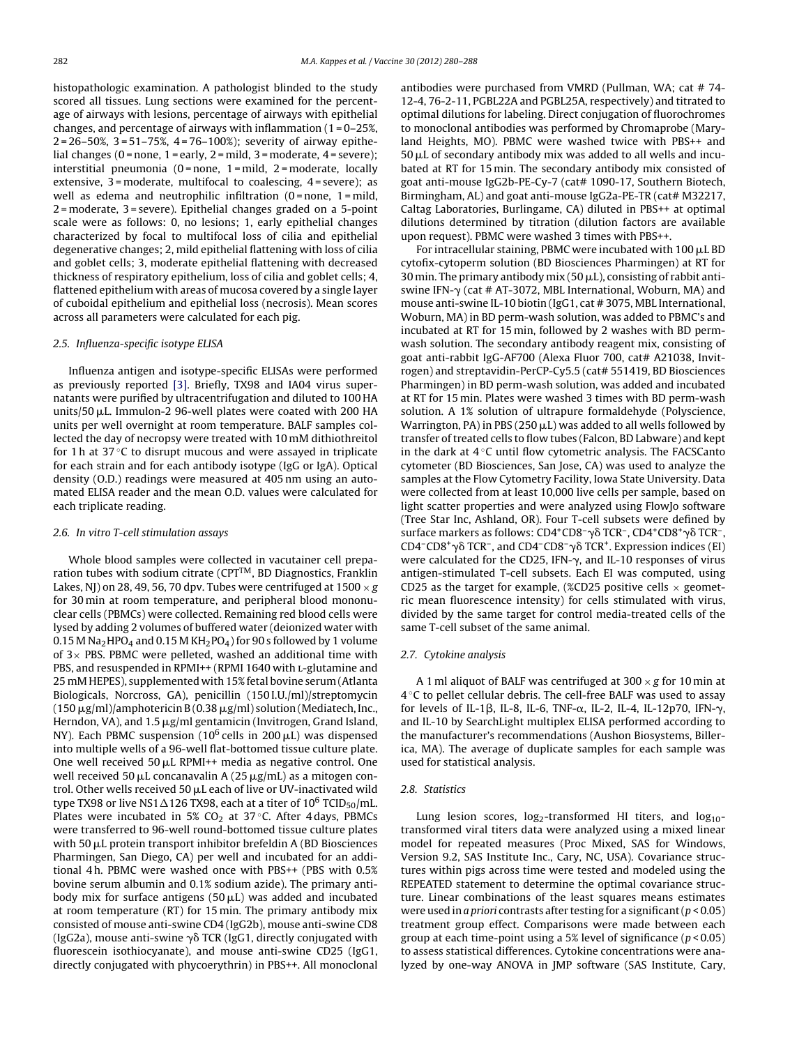histopathologic examination. A pathologist blinded to the study scored all tissues. Lung sections were examined for the percentage of airways with lesions, percentage of airways with epithelial changes, and percentage of airways with inflammation (1 = 0–25%, 2 = 26–50%, 3 = 51–75%, 4 = 76–100%); severity of airway epithelial changes (0 = none, 1 = early, 2 = mild, 3 = moderate, 4 = severe); interstitial pneumonia (0 = none, 1 = mild, 2 = moderate, locally extensive, 3 = moderate, multifocal to coalescing, 4 = severe); as well as edema and neutrophilic infiltration (0 = none, 1 = mild, 2 = moderate, 3 = severe). Epithelial changes graded on a 5-point scale were as follows: 0, no lesions; 1, early epithelial changes characterized by focal to multifocal loss of cilia and epithelial degenerative changes; 2, mild epithelial flattening with loss of cilia and goblet cells; 3, moderate epithelial flattening with decreased thickness of respiratory epithelium, loss of cilia and goblet cells; 4, flattened epithelium with areas of mucosa covered by a single layer of cuboidal epithelium and epithelial loss (necrosis). Mean scores across all parameters were calculated for each pig.

### 2.5. Influenza-specific isotype ELISA

Influenza antigen and isotype-specific ELISAs were performed as previously reported [3]. Briefly, TX98 and IA04 virus supernatants were purified by ultracentrifugation and diluted to 100 HA units/50 μL. Immulon-2 96-well plates were coated with 200 HA units per well overnight at room temperature. BALF samples collected the day of necropsy were treated with 10 mM dithiothreitol for 1 h at 37 °C to disrupt mucous and were assayed in triplicate for each strain and for each antibody isotype (IgG or IgA). Optical density (O.D.) readings were measured at 405 nm using an automated ELISA reader and the mean O.D. values were calculated for each triplicate reading.

### 2.6. In vitro T-cell stimulation assays

Whole blood samples were collected in vacutainer cell preparation tubes with sodium citrate (CPT™, BD Diagnostics, Franklin Lakes, NJ) on 28, 49, 56, 70 dpv. Tubes were centrifuged at 1500 × g for 30 min at room temperature, and peripheral blood mononuclear cells (PBMCs) were collected. Remaining red blood cells were lysed by adding 2 volumes of buffered water (deionized water with 0.15 M $Na_2HPO_4$ and 0.15 M $KH_2PO_4$) for 90 s followed by 1 volume of 3× PBS. PBMC were pelleted, washed an additional time with PBS, and resuspended in RPMI++ (RPMI 1640 with L-glutamine and 25 mM HEPES), supplemented with 15% fetal bovine serum (Atlanta Biologicals, Norcross, GA), penicillin (150 I.U./ml)/streptomycin (150 μg/ml)/amphotericin B (0.38 μg/ml) solution (Mediatech, Inc., Herndon, VA), and 1.5 μg/ml gentamicin (Invitrogen, Grand Island, NY). Each PBMC suspension ($10^6$ cells in 200 μL) was dispensed into multiple wells of a 96-well flat-bottomed tissue culture plate. One well received 50 μL RPMI++ media as negative control. One well received 50 μL concanavalin A (25 μg/mL) as a mitogen control. Other wells received 50 μL each of live or UV-inactivated wild type TX98 or live NS1Δ126 TX98, each at a titer of $10^6$ $TCID_{50}$/mL. Plates were incubated in 5% $CO_2$ at 37 °C. After 4 days, PBMCs were transferred to 96-well round-bottomed tissue culture plates with 50 μL protein transport inhibitor brefeldin A (BD Biosciences Pharmingen, San Diego, CA) per well and incubated for an additional 4 h. PBMC were washed once with PBS++ (PBS with 0.5% bovine serum albumin and 0.1% sodium azide). The primary antibody mix for surface antigens (50 μL) was added and incubated at room temperature (RT) for 15 min. The primary antibody mix consisted of mouse anti-swine CD4 (IgG2b), mouse anti-swine CD8 (IgG2a), mouse anti-swine γδ TCR (IgG1, directly conjugated with fluorescein isothiocyanate), and mouse anti-swine CD25 (IgG1, directly conjugated with phycoerythrin) in PBS++. All monoclonal antibodies were purchased from VMRD (Pullman, WA; cat # 74-12-4, 76-2-11, PGBL22A and PGBL25A, respectively) and titrated to optimal dilutions for labeling. Direct conjugation of fluorochromes to monoclonal antibodies was performed by Chromaprobe (Maryland Heights, MO). PBMC were washed twice with PBS++ and 50 μL of secondary antibody mix was added to all wells and incubated at RT for 15 min. The secondary antibody mix consisted of goat anti-mouse IgG2b-PE-Cy-7 (cat# 1090-17, Southern Biotech, Birmingham, AL) and goat anti-mouse IgG2a-PE-TR (cat# M32217, Caltag Laboratories, Burlingame, CA) diluted in PBS++ at optimal dilutions determined by titration (dilution factors are available upon request). PBMC were washed 3 times with PBS++.

For intracellular staining, PBMC were incubated with 100 μL BD cytofix-cytoperm solution (BD Biosciences Pharmingen) at RT for 30 min. The primary antibody mix (50 μL), consisting of rabbit anti-swine IFN-γ (cat # AT-3072, MBL International, Woburn, MA) and mouse anti-swine IL-10 biotin (IgG1, cat # 3075, MBL International, Woburn, MA) in BD perm-wash solution, was added to PBMC's and incubated at RT for 15 min, followed by 2 washes with BD perm-wash solution. The secondary antibody reagent mix, consisting of goat anti-rabbit IgG-AF700 (Alexa Fluor 700, cat# A21038, Invitrogen) and streptavidin-PerCP-Cy5.5 (cat# 551419, BD Biosciences Pharmingen) in BD perm-wash solution, was added and incubated at RT for 15 min. Plates were washed 3 times with BD perm-wash solution. A 1% solution of ultrapure formaldehyde (Polyscience, Warrington, PA) in PBS (250 μL) was added to all wells followed by transfer of treated cells to flow tubes (Falcon, BD Labware) and kept in the dark at 4 °C until flow cytometric analysis. The FACSCanto cytometer (BD Biosciences, San Jose, CA) was used to analyze the samples at the Flow Cytometry Facility, Iowa State University. Data were collected from at least 10,000 live cells per sample, based on light scatter properties and were analyzed using FlowJo software (Tree Star Inc, Ashland, OR). Four T-cell subsets were defined by surface markers as follows: $CD4^+CD8^-\gamma\delta$ $TCR^-$, $CD4^+CD8^+\gamma\delta$ $TCR^-$, $CD4^-CD8^+\gamma\delta$ $TCR^-$, and $CD4^-CD8^-\gamma\delta$ $TCR^+$. Expression indices (EI) were calculated for the CD25, IFN-γ, and IL-10 responses of virus antigen-stimulated T-cell subsets. Each EI was computed, using CD25 as the target for example, (%CD25 positive cells × geometric mean fluorescence intensity) for cells stimulated with virus, divided by the same target for control media-treated cells of the same T-cell subset of the same animal.

### 2.7. Cytokine analysis

A 1 ml aliquot of BALF was centrifuged at 300 × g for 10 min at 4 °C to pellet cellular debris. The cell-free BALF was used to assay for levels of IL-1β, IL-8, IL-6, TNF-α, IL-2, IL-4, IL-12p70, IFN-γ, and IL-10 by SearchLight multiplex ELISA performed according to the manufacturer's recommendations (Aushon Biosystems, Billerica, MA). The average of duplicate samples for each sample was used for statistical analysis.

### 2.8. Statistics

Lung lesion scores, $\log_2$-transformed HI titers, and $\log_{10}$-transformed viral titers data were analyzed using a mixed linear model for repeated measures (Proc Mixed, SAS for Windows, Version 9.2, SAS Institute Inc., Cary, NC, USA). Covariance structures within pigs across time were tested and modeled using the REPEATED statement to determine the optimal covariance structure. Linear combinations of the least squares means estimates were used in *a priori* contrasts after testing for a significant ($p < 0.05$) treatment group effect. Comparisons were made between each group at each time-point using a 5% level of significance ($p < 0.05$) to assess statistical differences. Cytokine concentrations were analyzed by one-way ANOVA in JMP software (SAS Institute, Cary,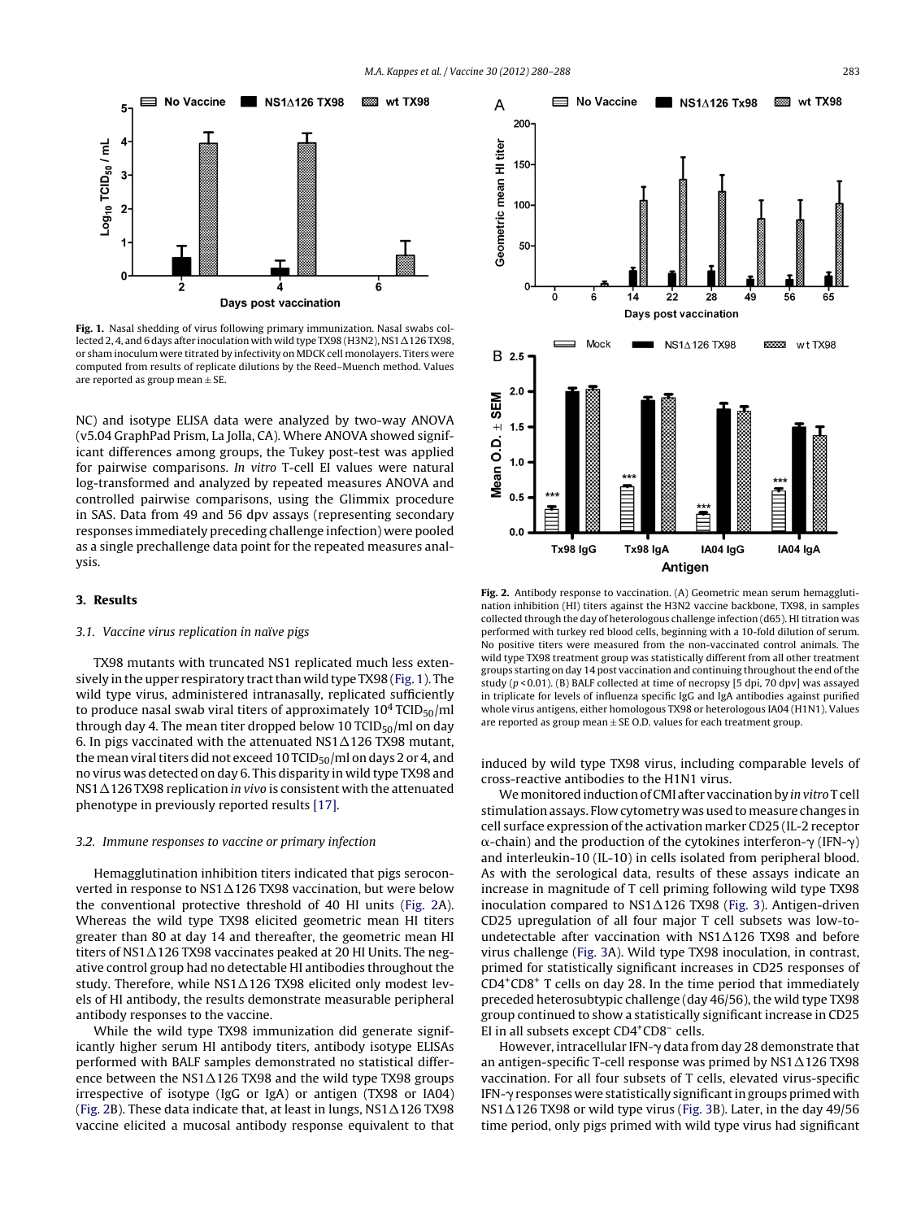**Fig. 1.** Nasal shedding of virus following primary immunization. Nasal swabs collected 2, 4, and 6 days after inoculation with wild type TX98 (H3N2), NS1Δ126 TX98, or sham inoculum were titrated by infectivity on MDCK cell monolayers. Titers were computed from results of replicate dilutions by the Reed–Muench method. Values are reported as group mean ± SE.

NC) and isotype ELISA data were analyzed by two-way ANOVA (v5.04 GraphPad Prism, La Jolla, CA). Where ANOVA showed significant differences among groups, the Tukey post-test was applied for pairwise comparisons. *In vitro* T-cell EI values were natural log-transformed and analyzed by repeated measures ANOVA and controlled pairwise comparisons, using the Glimmix procedure in SAS. Data from 49 and 56 dpv assays (representing secondary responses immediately preceding challenge infection) were pooled as a single prechallenge data point for the repeated measures analysis.

## 3. Results

### 3.1. Vaccine virus replication in naïve pigs

TX98 mutants with truncated NS1 replicated much less extensively in the upper respiratory tract than wild type TX98 (Fig. 1). The wild type virus, administered intranasally, replicated sufficiently to produce nasal swab viral titers of approximately $10^4$ $TCID_{50}$/ml through day 4. The mean titer dropped below 10 $TCID_{50}$/ml on day 6. In pigs vaccinated with the attenuated NS1Δ126 TX98 mutant, the mean viral titers did not exceed 10 $TCID_{50}$/ml on days 2 or 4, and no virus was detected on day 6. This disparity in wild type TX98 and NS1Δ126 TX98 replication *in vivo* is consistent with the attenuated phenotype in previously reported results [17].

### 3.2. Immune responses to vaccine or primary infection

Hemagglutination inhibition titers indicated that pigs seroconverted in response to NS1Δ126 TX98 vaccination, but were below the conventional protective threshold of 40 HI units (Fig. 2A). Whereas the wild type TX98 elicited geometric mean HI titers greater than 80 at day 14 and thereafter, the geometric mean HI titers of NS1Δ126 TX98 vaccinates peaked at 20 HI Units. The negative control group had no detectable HI antibodies throughout the study. Therefore, while NS1Δ126 TX98 elicited only modest levels of HI antibody, the results demonstrate measurable peripheral antibody responses to the vaccine.

While the wild type TX98 immunization did generate significantly higher serum HI antibody titers, antibody isotype ELISAs performed with BALF samples demonstrated no statistical difference between the NS1Δ126 TX98 and the wild type TX98 groups irrespective of isotype (IgG or IgA) or antigen (TX98 or IA04) (Fig. 2B). These data indicate that, at least in lungs, NS1Δ126 TX98 vaccine elicited a mucosal antibody response equivalent to that induced by wild type TX98 virus, including comparable levels of cross-reactive antibodies to the H1N1 virus.

**Fig. 2.** Antibody response to vaccination. (A) Geometric mean serum hemagglutination inhibition (HI) titers against the H3N2 vaccine backbone, TX98, in samples collected through the day of heterologous challenge infection (d65). HI titration was performed with turkey red blood cells, beginning with a 10-fold dilution of serum. No positive titers were measured from the non-vaccinated control animals. The wild type TX98 treatment group was statistically different from all other treatment groups starting on day 14 post vaccination and continuing throughout the end of the study ($p < 0.01$). (B) BALF collected at time of necropsy [5 dpi, 70 dpv] was assayed in triplicate for levels of influenza specific IgG and IgA antibodies against purified whole virus antigens, either homologous TX98 or heterologous IA04 (H1N1). Values are reported as group mean ± SE O.D. values for each treatment group.

We monitored induction of CMI after vaccination by *in vitro* T cell stimulation assays. Flow cytometry was used to measure changes in cell surface expression of the activation marker CD25 (IL-2 receptor α-chain) and the production of the cytokines interferon-γ (IFN-γ) and interleukin-10 (IL-10) in cells isolated from peripheral blood. As with the serological data, results of these assays indicate an increase in magnitude of T cell priming following wild type TX98 inoculation compared to NS1Δ126 TX98 (Fig. 3). Antigen-driven CD25 upregulation of all four major T cell subsets was low-to-undetectable after vaccination with NS1Δ126 TX98 and before virus challenge (Fig. 3A). Wild type TX98 inoculation, in contrast, primed for statistically significant increases in CD25 responses of $CD4^{+}CD8^{+}$ T cells on day 28. In the time period that immediately preceded heterosubtypic challenge (day 46/56), the wild type TX98 group continued to show a statistically significant increase in CD25 EI in all subsets except $CD4^{+}CD8^{-}$ cells.

However, intracellular IFN-γ data from day 28 demonstrate that an antigen-specific T-cell response was primed by NS1Δ126 TX98 vaccination. For all four subsets of T cells, elevated virus-specific IFN-γ responses were statistically significant in groups primed with NS1Δ126 TX98 or wild type virus (Fig. 3B). Later, in the day 49/56 time period, only pigs primed with wild type virus had significant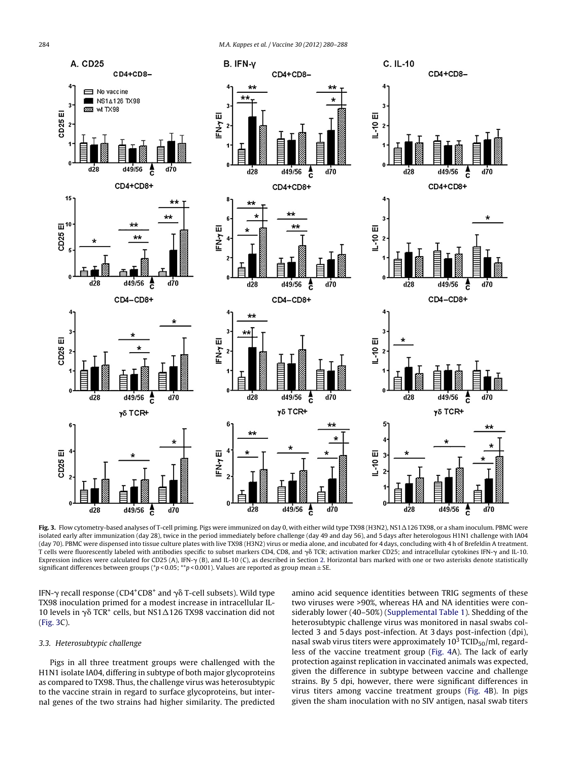**Fig. 3.** Flow cytometry-based analyses of T-cell priming. Pigs were immunized on day 0, with either wild type TX98 (H3N2), NS1Δ126 TX98, or a sham inoculum. PBMC were isolated early after immunization (day 28), twice in the period immediately before challenge (day 49 and day 56), and 5 days after heterologous H1N1 challenge with IA04 (day 70). PBMC were dispensed into tissue culture plates with live TX98 (H3N2) virus or media alone, and incubated for 4 days, concluding with 4 h of Brefeldin A treatment. T cells were fluorescently labeled with antibodies specific to subset markers CD4, CD8, and γδ TCR; activation marker CD25; and intracellular cytokines IFN-γ and IL-10. Expression indices were calculated for CD25 (A), IFN-γ (B), and IL-10 (C), as described in Section 2. Horizontal bars marked with one or two asterisks denote statistically significant differences between groups (* $p < 0.05$; ** $p < 0.001$). Values are reported as group mean ± SE.

IFN-γ recall response ($CD4^+CD8^+$ and γδ T-cell subsets). Wild type TX98 inoculation primed for a modest increase in intracellular IL-10 levels in γδ $TCR^+$ cells, but NS1Δ126 TX98 vaccination did not (Fig. 3C).

### 3.3. Heterosubtypic challenge

Pigs in all three treatment groups were challenged with the H1N1 isolate IA04, differing in subtype of both major glycoproteins as compared to TX98. Thus, the challenge virus was heterosubtypic to the vaccine strain in regard to surface glycoproteins, but internal genes of the two strains had higher similarity. The predicted amino acid sequence identities between TRIG segments of these two viruses were >90%, whereas HA and NA identities were considerably lower (40–50%) (Supplemental Table 1). Shedding of the heterosubtypic challenge virus was monitored in nasal swabs collected 3 and 5 days post-infection. At 3 days post-infection (dpi), nasal swab virus titers were approximately $10^3$ $TCID_{50}$/ml, regardless of the vaccine treatment group (Fig. 4A). The lack of early protection against replication in vaccinated animals was expected, given the difference in subtype between vaccine and challenge strains. By 5 dpi, however, there were significant differences in virus titers among vaccine treatment groups (Fig. 4B). In pigs given the sham inoculation with no SIV antigen, nasal swab titers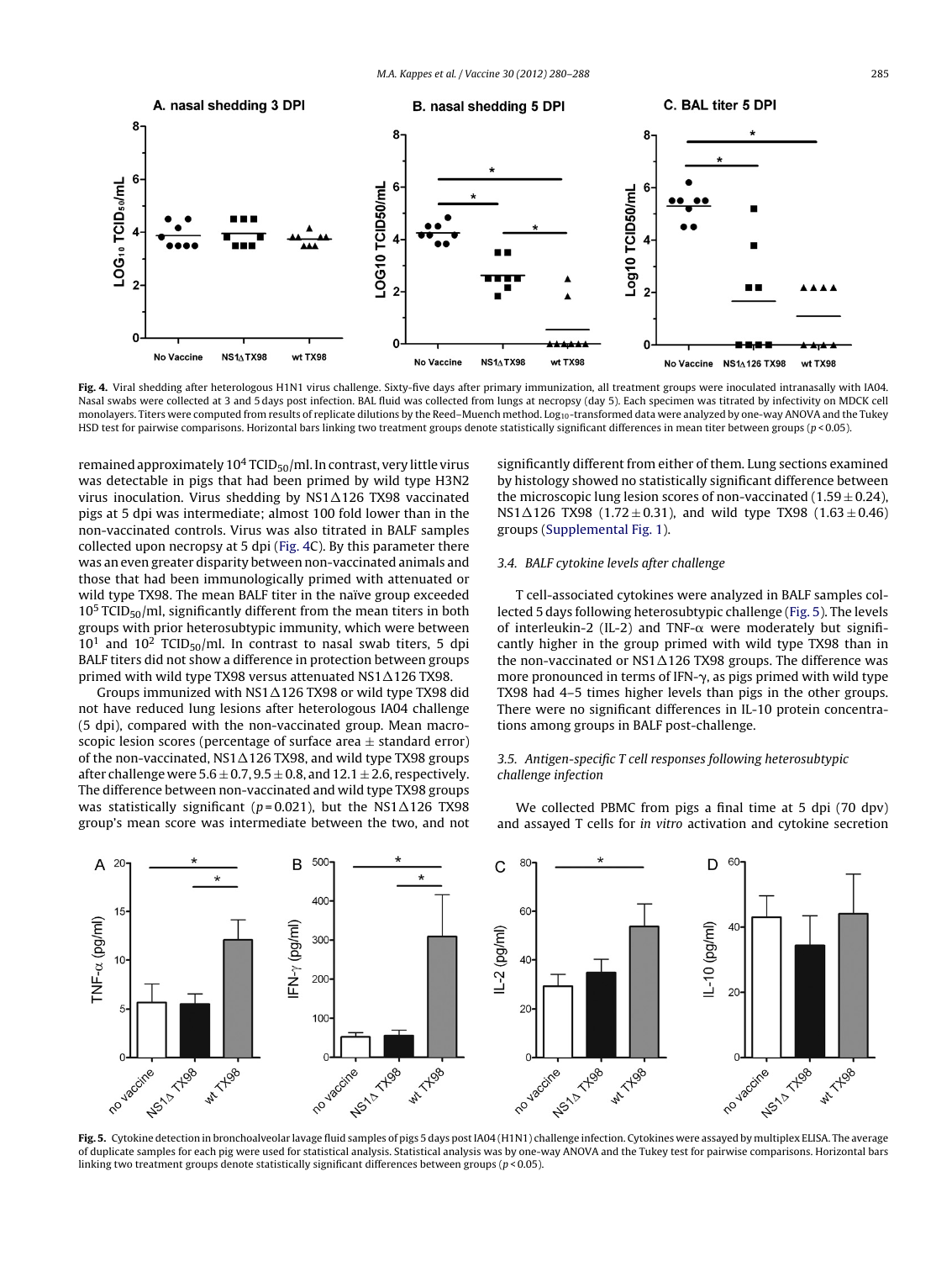**Fig. 4.** Viral shedding after heterologous H1N1 virus challenge. Sixty-five days after primary immunization, all treatment groups were inoculated intranasally with IA04. Nasal swabs were collected at 3 and 5 days post infection. BAL fluid was collected from lungs at necropsy (day 5). Each specimen was titrated by infectivity on MDCK cell monolayers. Titers were computed from results of replicate dilutions by the Reed–Muench method. $Log_{10}$-transformed data were analyzed by one-way ANOVA and the Tukey HSD test for pairwise comparisons. Horizontal bars linking two treatment groups denote statistically significant differences in mean titer between groups ($p < 0.05$).

remained approximately $10^4$ $TCID_{50}$/ml. In contrast, very little virus was detectable in pigs that had been primed by wild type H3N2 virus inoculation. Virus shedding by NS1Δ126 TX98 vaccinated pigs at 5 dpi was intermediate; almost 100 fold lower than in the non-vaccinated controls. Virus was also titrated in BALF samples collected upon necropsy at 5 dpi (Fig. 4C). By this parameter there was an even greater disparity between non-vaccinated animals and those that had been immunologically primed with attenuated or wild type TX98. The mean BALF titer in the naïve group exceeded $10^5$ $TCID_{50}$/ml, significantly different from the mean titers in both groups with prior heterosubtypic immunity, which were between $10^1$ and $10^2$ $TCID_{50}$/ml. In contrast to nasal swab titers, 5 dpi BALF titers did not show a difference in protection between groups primed with wild type TX98 versus attenuated NS1Δ126 TX98.

Groups immunized with NS1Δ126 TX98 or wild type TX98 did not have reduced lung lesions after heterologous IA04 challenge (5 dpi), compared with the non-vaccinated group. Mean macroscopic lesion scores (percentage of surface area ± standard error) of the non-vaccinated, NS1Δ126 TX98, and wild type TX98 groups after challenge were 5.6 ± 0.7, 9.5 ± 0.8, and 12.1 ± 2.6, respectively. The difference between non-vaccinated and wild type TX98 groups was statistically significant ($p = 0.021$), but the NS1Δ126 TX98 group's mean score was intermediate between the two, and not significantly different from either of them. Lung sections examined by histology showed no statistically significant difference between the microscopic lung lesion scores of non-vaccinated (1.59 ± 0.24), NS1Δ126 TX98 (1.72 ± 0.31), and wild type TX98 (1.63 ± 0.46) groups (Supplemental Fig. 1).

### 3.4. BALF cytokine levels after challenge

T cell-associated cytokines were analyzed in BALF samples collected 5 days following heterosubtypic challenge (Fig. 5). The levels of interleukin-2 (IL-2) and TNF-α were moderately but significantly higher in the group primed with wild type TX98 than in the non-vaccinated or NS1Δ126 TX98 groups. The difference was more pronounced in terms of IFN-γ, as pigs primed with wild type TX98 had 4–5 times higher levels than pigs in the other groups. There were no significant differences in IL-10 protein concentrations among groups in BALF post-challenge.

### 3.5. Antigen-specific T cell responses following heterosubtypic challenge infection

We collected PBMC from pigs a final time at 5 dpi (70 dpv) and assayed T cells for *in vitro* activation and cytokine secretion

**Fig. 5.** Cytokine detection in bronchoalveolar lavage fluid samples of pigs 5 days post IA04 (H1N1) challenge infection. Cytokines were assayed by multiplex ELISA. The average of duplicate samples for each pig were used for statistical analysis. Statistical analysis was by one-way ANOVA and the Tukey test for pairwise comparisons. Horizontal bars linking two treatment groups denote statistically significant differences between groups ($p < 0.05$).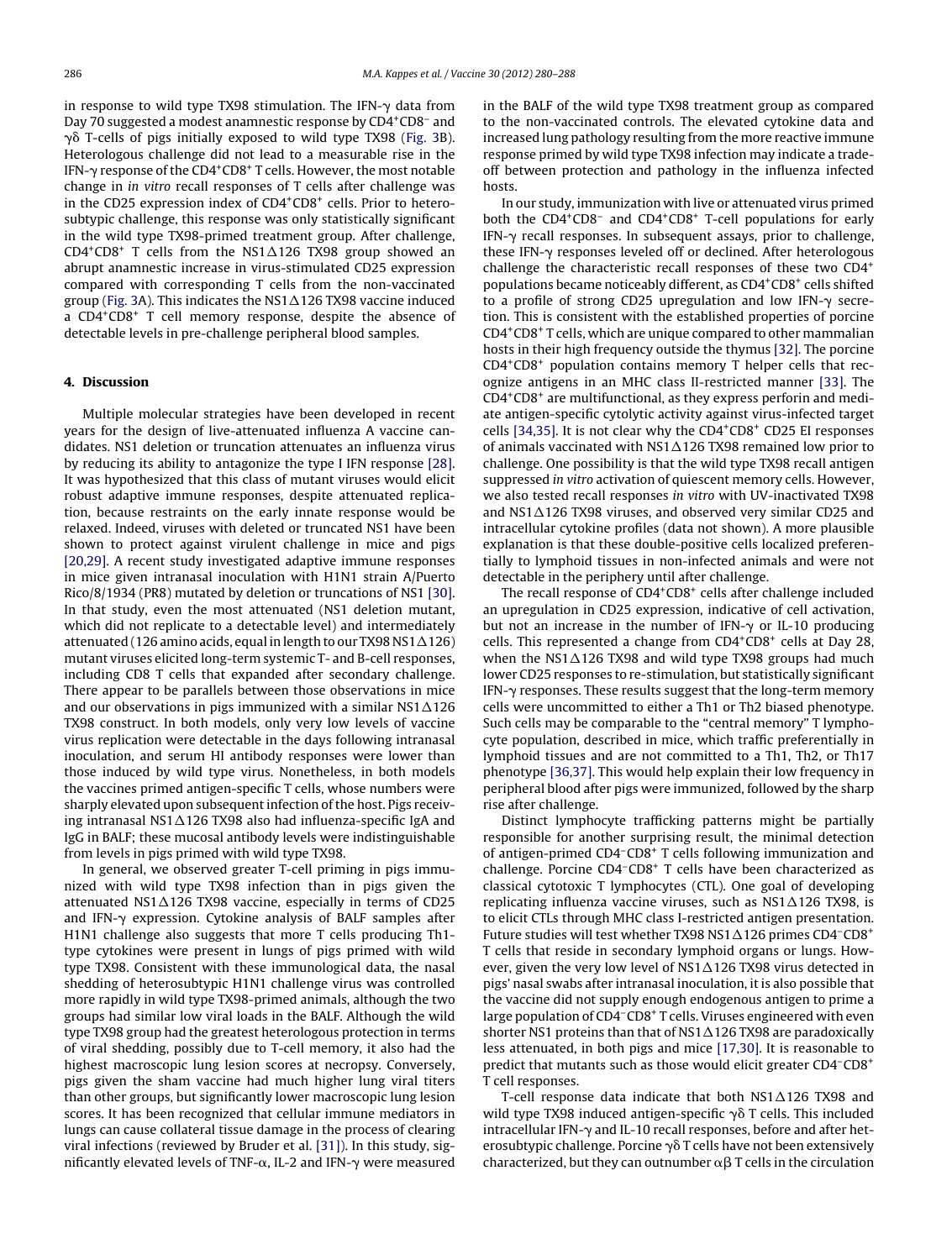in response to wild type TX98 stimulation. The IFN-γ data from Day 70 suggested a modest anamnestic response by $CD4^+CD8^-$ and γδ T-cells of pigs initially exposed to wild type TX98 (Fig. 3B). Heterologous challenge did not lead to a measurable rise in the IFN-γ response of the $CD4^+CD8^+$ T cells. However, the most notable change in *in vitro* recall responses of T cells after challenge was in the CD25 expression index of $CD4^+CD8^+$ cells. Prior to heterosubtypic challenge, this response was only statistically significant in the wild type TX98-primed treatment group. After challenge, $CD4^+CD8^+$ T cells from the NS1Δ126 TX98 group showed an abrupt anamnestic increase in virus-stimulated CD25 expression compared with corresponding T cells from the non-vaccinated group (Fig. 3A). This indicates the NS1Δ126 TX98 vaccine induced a $CD4^+CD8^+$ T cell memory response, despite the absence of detectable levels in pre-challenge peripheral blood samples.

## 4. Discussion

Multiple molecular strategies have been developed in recent years for the design of live-attenuated influenza A vaccine candidates. NS1 deletion or truncation attenuates an influenza virus by reducing its ability to antagonize the type I IFN response [28]. It was hypothesized that this class of mutant viruses would elicit robust adaptive immune responses, despite attenuated replication, because restraints on the early innate response would be relaxed. Indeed, viruses with deleted or truncated NS1 have been shown to protect against virulent challenge in mice and pigs [20,29]. A recent study investigated adaptive immune responses in mice given intranasal inoculation with H1N1 strain A/Puerto Rico/8/1934 (PR8) mutated by deletion or truncations of NS1 [30]. In that study, even the most attenuated (NS1 deletion mutant, which did not replicate to a detectable level) and intermediately attenuated (126 amino acids, equal in length to our TX98 NS1Δ126) mutant viruses elicited long-term systemic T- and B-cell responses, including CD8 T cells that expanded after secondary challenge. There appear to be parallels between those observations in mice and our observations in pigs immunized with a similar NS1Δ126 TX98 construct. In both models, only very low levels of vaccine virus replication were detectable in the days following intranasal inoculation, and serum HI antibody responses were lower than those induced by wild type virus. Nonetheless, in both models the vaccines primed antigen-specific T cells, whose numbers were sharply elevated upon subsequent infection of the host. Pigs receiving intranasal NS1Δ126 TX98 also had influenza-specific IgA and IgG in BALF; these mucosal antibody levels were indistinguishable from levels in pigs primed with wild type TX98.

In general, we observed greater T-cell priming in pigs immunized with wild type TX98 infection than in pigs given the attenuated NS1Δ126 TX98 vaccine, especially in terms of CD25 and IFN-γ expression. Cytokine analysis of BALF samples after H1N1 challenge also suggests that more T cells producing Th1-type cytokines were present in lungs of pigs primed with wild type TX98. Consistent with these immunological data, the nasal shedding of heterosubtypic H1N1 challenge virus was controlled more rapidly in wild type TX98-primed animals, although the two groups had similar low viral loads in the BALF. Although the wild type TX98 group had the greatest heterologous protection in terms of viral shedding, possibly due to T-cell memory, it also had the highest macroscopic lung lesion scores at necropsy. Conversely, pigs given the sham vaccine had much higher lung viral titers than other groups, but significantly lower macroscopic lung lesion scores. It has been recognized that cellular immune mediators in lungs can cause collateral tissue damage in the process of clearing viral infections (reviewed by Bruder et al. [31]). In this study, significantly elevated levels of TNF-α, IL-2 and IFN-γ were measured in the BALF of the wild type TX98 treatment group as compared to the non-vaccinated controls. The elevated cytokine data and increased lung pathology resulting from the more reactive immune response primed by wild type TX98 infection may indicate a trade-off between protection and pathology in the influenza infected hosts.

In our study, immunization with live or attenuated virus primed both the $CD4^+CD8^-$ and $CD4^+CD8^+$ T-cell populations for early IFN-γ recall responses. In subsequent assays, prior to challenge, these IFN-γ responses leveled off or declined. After heterologous challenge the characteristic recall responses of these two $CD4^+$ populations became noticeably different, as $CD4^+CD8^+$ cells shifted to a profile of strong CD25 upregulation and low IFN-γ secretion. This is consistent with the established properties of porcine $CD4^+CD8^+$ T cells, which are unique compared to other mammalian hosts in their high frequency outside the thymus [32]. The porcine $CD4^+CD8^+$ population contains memory T helper cells that recognize antigens in an MHC class II-restricted manner [33]. The $CD4^+CD8^+$ are multifunctional, as they express perforin and mediate antigen-specific cytolytic activity against virus-infected target cells [34,35]. It is not clear why the $CD4^+CD8^+$ CD25 EI responses of animals vaccinated with NS1Δ126 TX98 remained low prior to challenge. One possibility is that the wild type TX98 recall antigen suppressed *in vitro* activation of quiescent memory cells. However, we also tested recall responses *in vitro* with UV-inactivated TX98 and NS1Δ126 TX98 viruses, and observed very similar CD25 and intracellular cytokine profiles (data not shown). A more plausible explanation is that these double-positive cells localized preferentially to lymphoid tissues in non-infected animals and were not detectable in the periphery until after challenge.

The recall response of $CD4^+CD8^+$ cells after challenge included an upregulation in CD25 expression, indicative of cell activation, but not an increase in the number of IFN-γ or IL-10 producing cells. This represented a change from $CD4^+CD8^+$ cells at Day 28, when the NS1Δ126 TX98 and wild type TX98 groups had much lower CD25 responses to re-stimulation, but statistically significant IFN-γ responses. These results suggest that the long-term memory cells were uncommitted to either a Th1 or Th2 biased phenotype. Such cells may be comparable to the "central memory" T lymphocyte population, described in mice, which traffic preferentially in lymphoid tissues and are not committed to a Th1, Th2, or Th17 phenotype [36,37]. This would help explain their low frequency in peripheral blood after pigs were immunized, followed by the sharp rise after challenge.

Distinct lymphocyte trafficking patterns might be partially responsible for another surprising result, the minimal detection of antigen-primed $CD4^-CD8^+$ T cells following immunization and challenge. Porcine $CD4^-CD8^+$ T cells have been characterized as classical cytotoxic T lymphocytes (CTL). One goal of developing replicating influenza vaccine viruses, such as NS1Δ126 TX98, is to elicit CTLs through MHC class I-restricted antigen presentation. Future studies will test whether TX98 NS1Δ126 primes $CD4^-CD8^+$ T cells that reside in secondary lymphoid organs or lungs. However, given the very low level of NS1Δ126 TX98 virus detected in pigs' nasal swabs after intranasal inoculation, it is also possible that the vaccine did not supply enough endogenous antigen to prime a large population of $CD4^-CD8^+$ T cells. Viruses engineered with even shorter NS1 proteins than that of NS1Δ126 TX98 are paradoxically less attenuated, in both pigs and mice [17,30]. It is reasonable to predict that mutants such as those would elicit greater $CD4^-CD8^+$ T cell responses.

T-cell response data indicate that both NS1Δ126 TX98 and wild type TX98 induced antigen-specific γδ T cells. This included intracellular IFN-γ and IL-10 recall responses, before and after heterosubtypic challenge. Porcine γδ T cells have not been extensively characterized, but they can outnumber αβ T cells in the circulation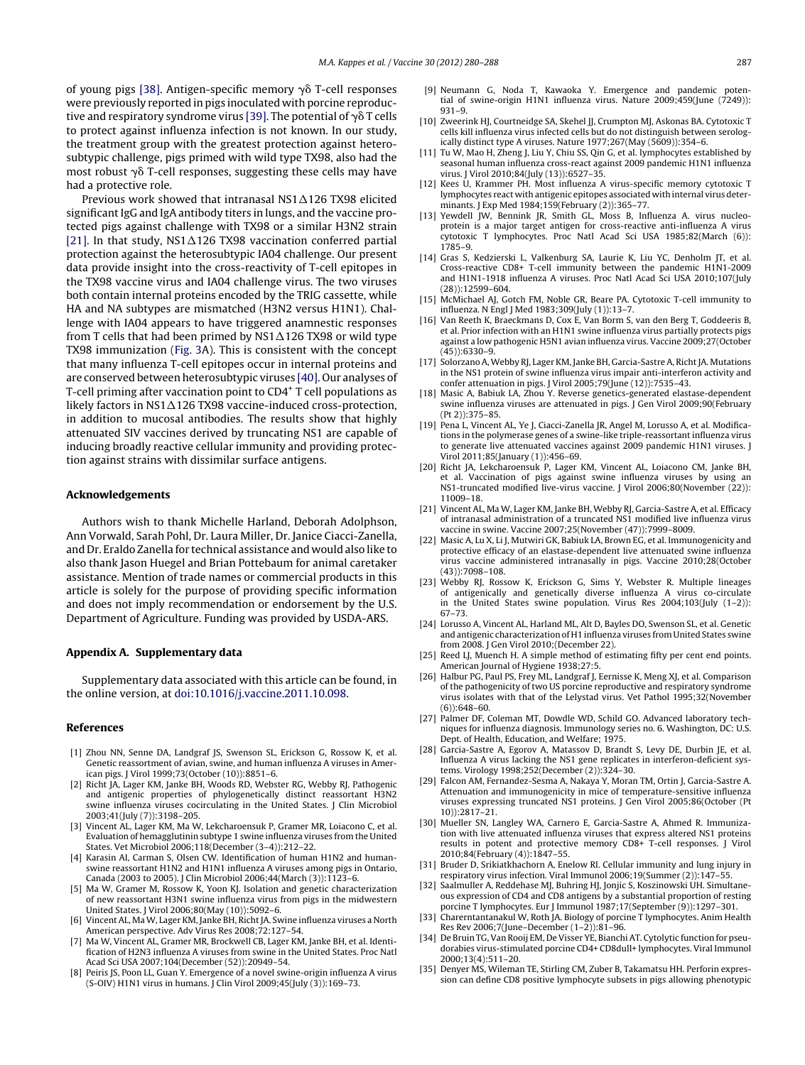of young pigs [38]. Antigen-specific memory γδ T-cell responses were previously reported in pigs inoculated with porcine reproductive and respiratory syndrome virus [39]. The potential of γδ T cells to protect against influenza infection is not known. In our study, the treatment group with the greatest protection against heterosubtypic challenge, pigs primed with wild type TX98, also had the most robust γδ T-cell responses, suggesting these cells may have had a protective role.

Previous work showed that intranasal NS1Δ126 TX98 elicited significant IgG and IgA antibody titers in lungs, and the vaccine protected pigs against challenge with TX98 or a similar H3N2 strain [21]. In that study, NS1Δ126 TX98 vaccination conferred partial protection against the heterosubtypic IA04 challenge. Our present data provide insight into the cross-reactivity of T-cell epitopes in the TX98 vaccine virus and IA04 challenge virus. The two viruses both contain internal proteins encoded by the TRIG cassette, while HA and NA subtypes are mismatched (H3N2 versus H1N1). Challenge with IA04 appears to have triggered anamnestic responses from T cells that had been primed by NS1Δ126 TX98 or wild type TX98 immunization (Fig. 3A). This is consistent with the concept that many influenza T-cell epitopes occur in internal proteins and are conserved between heterosubtypic viruses [40]. Our analyses of T-cell priming after vaccination point to $CD4^+$ T cell populations as likely factors in NS1Δ126 TX98 vaccine-induced cross-protection, in addition to mucosal antibodies. The results show that highly attenuated SIV vaccines derived by truncating NS1 are capable of inducing broadly reactive cellular immunity and providing protection against strains with dissimilar surface antigens.

## Acknowledgements

Authors wish to thank Michelle Harland, Deborah Adolphson, Ann Vorwald, Sarah Pohl, Dr. Laura Miller, Dr. Janice Ciacci-Zanella, and Dr. Eraldo Zanella for technical assistance and would also like to also thank Jason Huegel and Brian Pottebaum for animal caretaker assistance. Mention of trade names or commercial products in this article is solely for the purpose of providing specific information and does not imply recommendation or endorsement by the U.S. Department of Agriculture. Funding was provided by USDA-ARS.

## Appendix A. Supplementary data

Supplementary data associated with this article can be found, in the online version, at doi:10.1016/j.vaccine.2011.10.098.

## References

[1] Zhou NN, Senne DA, Landgraf JS, Swenson SL, Erickson G, Rossow K, et al. Genetic reassortment of avian, swine, and human influenza A viruses in American pigs. J Virol 1999;73(October (10)):8851–6.

[2] Richt JA, Lager KM, Janke BH, Woods RD, Webster RG, Webby RJ. Pathogenic and antigenic properties of phylogenetically distinct reassortant H3N2 swine influenza viruses cocirculating in the United States. J Clin Microbiol 2003;41(July (7)):3198–205.

[3] Vincent AL, Lager KM, Ma W, Lekcharoensuk P, Gramer MR, Loiacono C, et al. Evaluation of hemagglutinin subtype 1 swine influenza viruses from the United States. Vet Microbiol 2006;118(December (3–4)):212–22.

[4] Karasin AI, Carman S, Olsen CW. Identification of human H1N2 and human-swine reassortant H1N2 and H1N1 influenza A viruses among pigs in Ontario, Canada (2003 to 2005). J Clin Microbiol 2006;44(March (3)):1123–6.

[5] Ma W, Gramer M, Rossow K, Yoon KJ. Isolation and genetic characterization of new reassortant H3N1 swine influenza virus from pigs in the midwestern United States. J Virol 2006;80(May (10)):5092–6.

[6] Vincent AL, Ma W, Lager KM, Janke BH, Richt JA. Swine influenza viruses a North American perspective. Adv Virus Res 2008;72:127–54.

[7] Ma W, Vincent AL, Gramer MR, Brockwell CB, Lager KM, Janke BH, et al. Identification of H2N3 influenza A viruses from swine in the United States. Proc Natl Acad Sci USA 2007;104(December (52)):20949–54.

[8] Peiris JS, Poon LL, Guan Y. Emergence of a novel swine-origin influenza A virus (S-OIV) H1N1 virus in humans. J Clin Virol 2009;45(July (3)):169–73.

[9] Neumann G, Noda T, Kawaoka Y. Emergence and pandemic potential of swine-origin H1N1 influenza virus. Nature 2009;459(June (7249)):931–9.

[10] Zweerink HJ, Courtneidge SA, Skehel JJ, Crumpton MJ, Askonas BA. Cytotoxic T cells kill influenza virus infected cells but do not distinguish between serologically distinct type A viruses. Nature 1977;267(May (5609)):354–6.

[11] Tu W, Mao H, Zheng J, Liu Y, Chiu SS, Qin G, et al. lymphocytes established by seasonal human influenza cross-react against 2009 pandemic H1N1 influenza virus. J Virol 2010;84(July (13)):6527–35.

[12] Kees U, Krammer PH. Most influenza A virus-specific memory cytotoxic T lymphocytes react with antigenic epitopes associated with internal virus determinants. J Exp Med 1984;159(February (2)):365–77.

[13] Yewdell JW, Bennink JR, Smith GL, Moss B, Influenza A. virus nucleoprotein is a major target antigen for cross-reactive anti-influenza A virus cytotoxic T lymphocytes. Proc Natl Acad Sci USA 1985;82(March (6)):1785–9.

[14] Gras S, Kedzierski L, Valkenburg SA, Laurie K, Liu YC, Denholm JT, et al. Cross-reactive CD8+ T-cell immunity between the pandemic H1N1-2009 and H1N1-1918 influenza A viruses. Proc Natl Acad Sci USA 2010;107(July (28)):12599–604.

[15] McMichael AJ, Gotch FM, Noble GR, Beare PA. Cytotoxic T-cell immunity to influenza. N Engl J Med 1983;309(July (1)):13–7.

[16] Van Reeth K, Braeckmans D, Cox E, Van Borm S, van den Berg T, Goddeeris B, et al. Prior infection with an H1N1 swine influenza virus partially protects pigs against a low pathogenic H5N1 avian influenza virus. Vaccine 2009;27(October (45)):6330–9.

[17] Solorzano A, Webby RJ, Lager KM, Janke BH, Garcia-Sastre A, Richt JA. Mutations in the NS1 protein of swine influenza virus impair anti-interferon activity and confer attenuation in pigs. J Virol 2005;79(June (12)):7535–43.

[18] Masic A, Babiuk LA, Zhou Y. Reverse genetics-generated elastase-dependent swine influenza viruses are attenuated in pigs. J Gen Virol 2009;90(February (Pt 2)):375–85.

[19] Pena L, Vincent AL, Ye J, Ciacci-Zanella JR, Angel M, Lorusso A, et al. Modifications in the polymerase genes of a swine-like triple-reassortant influenza virus to generate live attenuated vaccines against 2009 pandemic H1N1 viruses. J Virol 2011;85(January (1)):456–69.

[20] Richt JA, Lekcharoensuk P, Lager KM, Vincent AL, Loiacono CM, Janke BH, et al. Vaccination of pigs against swine influenza viruses by using an NS1-truncated modified live-virus vaccine. J Virol 2006;80(November (22)):11009–18.

[21] Vincent AL, Ma W, Lager KM, Janke BH, Webby RJ, Garcia-Sastre A, et al. Efficacy of intranasal administration of a truncated NS1 modified live influenza virus vaccine in swine. Vaccine 2007;25(November (47)):7999–8009.

[22] Masic A, Lu X, Li J, Mutwiri GK, Babiuk LA, Brown EG, et al. Immunogenicity and protective efficacy of an elastase-dependent live attenuated swine influenza virus vaccine administered intranasally in pigs. Vaccine 2010;28(October (43)):7098–108.

[23] Webby RJ, Rossow K, Erickson G, Sims Y, Webster R. Multiple lineages of antigenically and genetically diverse influenza A virus co-circulate in the United States swine population. Virus Res 2004;103(July (1–2)):67–73.

[24] Lorusso A, Vincent AL, Harland ML, Alt D, Bayles DO, Swenson SL, et al. Genetic and antigenic characterization of H1 influenza viruses from United States swine from 2008. J Gen Virol 2010;(December 22).

[25] Reed LJ, Muench H. A simple method of estimating fifty per cent end points. American Journal of Hygiene 1938;27:5.

[26] Halbur PG, Paul PS, Frey ML, Landgraf J, Eernisse K, Meng XJ, et al. Comparison of the pathogenicity of two US porcine reproductive and respiratory syndrome virus isolates with that of the Lelystad virus. Vet Pathol 1995;32(November (6)):648–60.

[27] Palmer DF, Coleman MT, Dowdle WD, Schild GO. Advanced laboratory techniques for influenza diagnosis. Immunology series no. 6. Washington, DC: U.S. Dept. of Health, Education, and Welfare; 1975.

[28] Garcia-Sastre A, Egorov A, Matassov D, Brandt S, Levy DE, Durbin JE, et al. Influenza A virus lacking the NS1 gene replicates in interferon-deficient systems. Virology 1998;252(December (2)):324–30.

[29] Falcon AM, Fernandez-Sesma A, Nakaya Y, Moran TM, Ortin J, Garcia-Sastre A. Attenuation and immunogenicity in mice of temperature-sensitive influenza viruses expressing truncated NS1 proteins. J Gen Virol 2005;86(October (Pt 10)):2817–21.

[30] Mueller SN, Langley WA, Carnero E, Garcia-Sastre A, Ahmed R. Immunization with live attenuated influenza viruses that express altered NS1 proteins results in potent and protective memory CD8+ T-cell responses. J Virol 2010;84(February (4)):1847–55.

[31] Bruder D, Srikiatkhachorn A, Enelow RI. Cellular immunity and lung injury in respiratory virus infection. Viral Immunol 2006;19(Summer (2)):147–55.

[32] Saalmuller A, Reddehase MJ, Buhring HJ, Jonjic S, Koszinowski UH. Simultaneous expression of CD4 and CD8 antigens by a substantial proportion of resting porcine T lymphocytes. Eur J Immunol 1987;17(September (9)):1297–301.

[33] Charerntantanakul W, Roth JA. Biology of porcine T lymphocytes. Anim Health Res Rev 2006;7(June–December (1–2)):81–96.

[34] De Bruin TG, Van Rooij EM, De Visser YE, Bianchi AT. Cytolytic function for pseudorabies virus-stimulated porcine CD4+ CD8dull+ lymphocytes. Viral Immunol 2000;13(4):511–20.

[35] Denyer MS, Wileman TE, Stirling CM, Zuber B, Takamatsu HH. Perforin expression can define CD8 positive lymphocyte subsets in pigs allowing phenotypic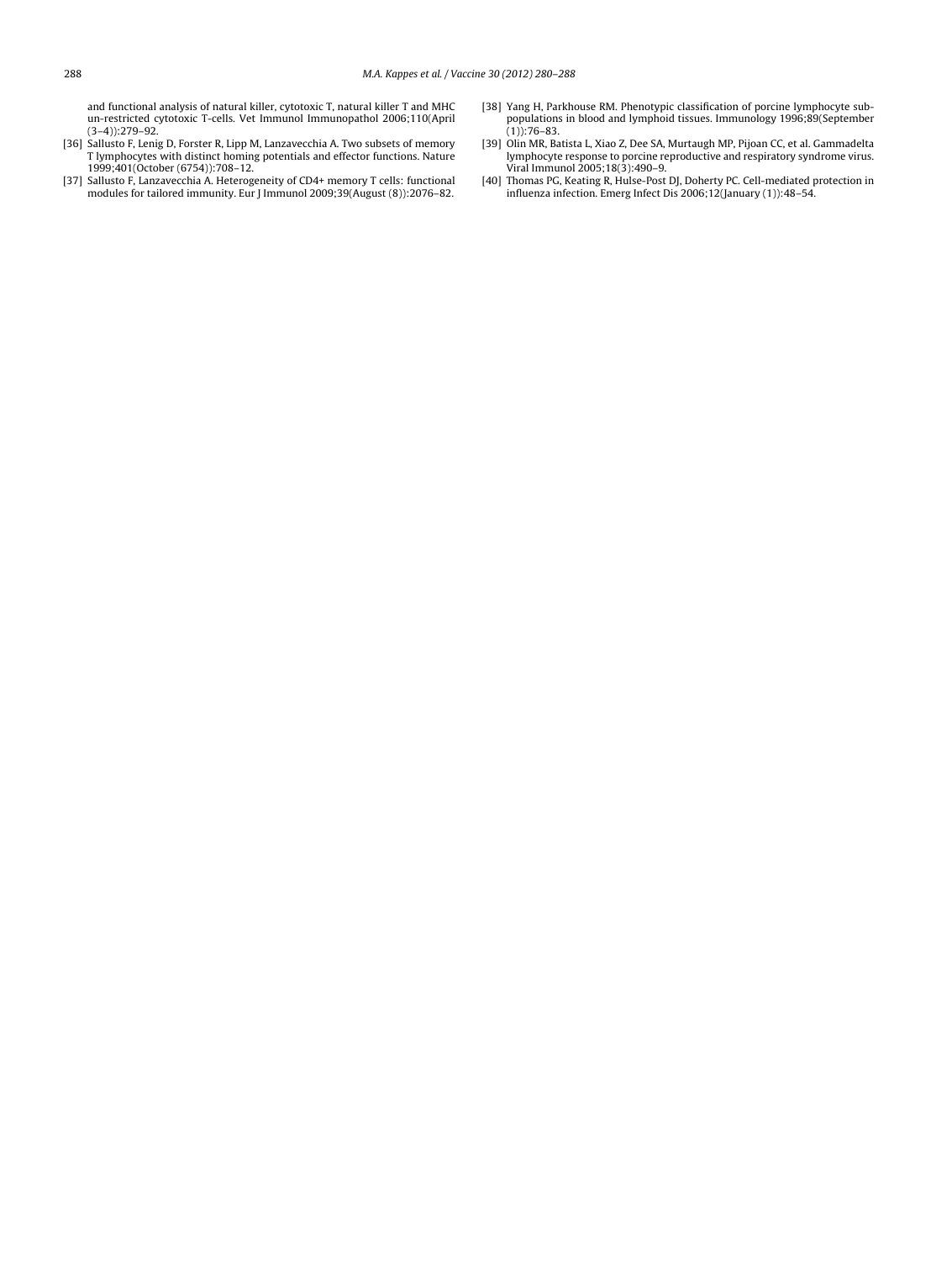and functional analysis of natural killer, cytotoxic T, natural killer T and MHC un-restricted cytotoxic T-cells. Vet Immunol Immunopathol 2006;110(April (3–4)):279–92.

[36] Sallusto F, Lenig D, Forster R, Lipp M, Lanzavecchia A. Two subsets of memory T lymphocytes with distinct homing potentials and effector functions. Nature 1999;401(October (6754)):708–12.

[37] Sallusto F, Lanzavecchia A. Heterogeneity of CD4+ memory T cells: functional modules for tailored immunity. Eur J Immunol 2009;39(August (8)):2076–82.

[38] Yang H, Parkhouse RM. Phenotypic classification of porcine lymphocyte subpopulations in blood and lymphoid tissues. Immunology 1996;89(September (1)):76–83.

[39] Olin MR, Batista L, Xiao Z, Dee SA, Murtaugh MP, Pijoan CC, et al. Gammadelta lymphocyte response to porcine reproductive and respiratory syndrome virus. Viral Immunol 2005;18(3):490–9.

[40] Thomas PG, Keating R, Hulse-Post DJ, Doherty PC. Cell-mediated protection in influenza infection. Emerg Infect Dis 2006;12(January (1)):48–54.